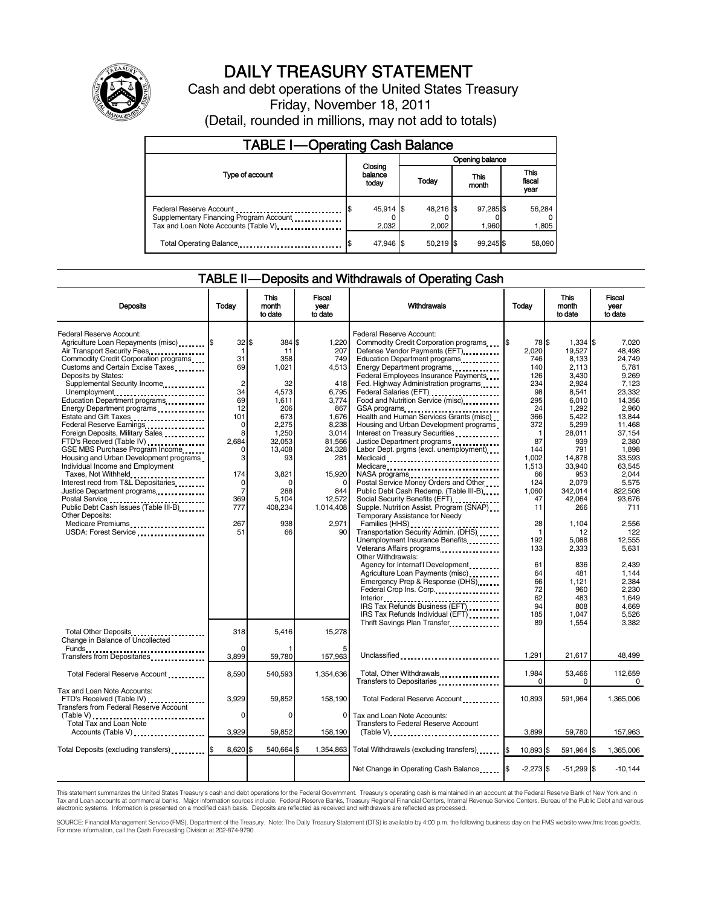# DAILY TREASURY STATEMENT

Cash and debt operations of the United States Treasury

Friday, November 18, 2011

(Detail, rounded in millions, may not add to totals)

## TABLE I—Operating Cash Balance

| Type of account | Closing balance today | Opening balance Today | Opening balance This month | Opening balance This fiscal year |
|---|---|---|---|---|
| Federal Reserve Account | $ 45,914 | $ 48,216 | $ 97,285 | $ 56,284 |
| Supplementary Financing Program Account | 0 | 0 | 0 | 0 |
| Tax and Loan Note Accounts (Table V) | 2,032 | 2,002 | 1,960 | 1,805 |
| Total Operating Balance | $ 47,946 | $ 50,219 | $ 99,245 | $ 58,090 |

## TABLE II—Deposits and Withdrawals of Operating Cash

| Deposits | Today | This month to date | Fiscal year to date |
|---|---|---|---|
| Federal Reserve Account: | | | |
| Agriculture Loan Repayments (misc) | $ 32 | $ 384 | $ 1,220 |
| Air Transport Security Fees | 1 | 11 | 207 |
| Commodity Credit Corporation programs | 31 | 358 | 749 |
| Customs and Certain Excise Taxes | 69 | 1,021 | 4,513 |
| Deposits by States: | | | |
| Supplemental Security Income | 2 | 32 | 418 |
| Unemployment | 34 | 4,573 | 6,795 |
| Education Department programs | 69 | 1,611 | 3,774 |
| Energy Department programs | 12 | 206 | 867 |
| Estate and Gift Taxes | 101 | 673 | 1,676 |
| Federal Reserve Earnings | 0 | 2,275 | 8,238 |
| Foreign Deposits, Military Sales | 8 | 1,250 | 3,014 |
| FTD's Received (Table IV) | 2,684 | 32,053 | 81,566 |
| GSE MBS Purchase Program Income | 0 | 13,408 | 24,328 |
| Housing and Urban Development programs | 3 | 93 | 281 |
| Individual Income and Employment Taxes, Not Withheld | 174 | 3,821 | 15,920 |
| Interest recd from T&L Depositaries | 0 | 0 | 0 |
| Justice Department programs | 7 | 288 | 844 |
| Postal Service | 369 | 5,104 | 12,572 |
| Public Debt Cash Issues (Table III-B) | 777 | 408,234 | 1,014,408 |
| Other Deposits: | | | |
| Medicare Premiums | 267 | 938 | 2,971 |
| USDA: Forest Service | 51 | 66 | 90 |
| Total Other Deposits | 318 | 5,416 | 15,278 |
| Change in Balance of Uncollected Funds | 0 | 1 | 5 |
| Transfers from Depositaries | 3,899 | 59,780 | 157,963 |
| Total Federal Reserve Account | 8,590 | 540,593 | 1,354,636 |
| Tax and Loan Note Accounts: | | | |
| FTD's Received (Table IV) | 3,929 | 59,852 | 158,190 |
| Transfers from Federal Reserve Account (Table V) | 0 | 0 | 0 |
| Total Tax and Loan Note Accounts (Table V) | 3,929 | 59,852 | 158,190 |
| Total Deposits (excluding transfers) | $ 8,620 | $ 540,664 | $ 1,354,863 |

| Withdrawals | Today | This month to date | Fiscal year to date |
|---|---|---|---|
| Federal Reserve Account: | | | |
| Commodity Credit Corporation programs | $ 78 | $ 1,334 | $ 7,020 |
| Defense Vendor Payments (EFT) | 2,020 | 19,527 | 48,498 |
| Education Department programs | 746 | 8,133 | 24,749 |
| Energy Department programs | 140 | 2,113 | 5,781 |
| Federal Employees Insurance Payments | 126 | 3,430 | 9,269 |
| Fed. Highway Administration programs | 234 | 2,924 | 7,123 |
| Federal Salaries (EFT) | 98 | 8,541 | 23,332 |
| Food and Nutrition Service (misc) | 295 | 6,010 | 14,356 |
| GSA programs | 24 | 1,292 | 2,960 |
| Health and Human Services Grants (misc) | 366 | 5,422 | 13,844 |
| Housing and Urban Development programs | 372 | 5,299 | 11,468 |
| Interest on Treasury Securities | 1 | 28,011 | 37,154 |
| Justice Department programs | 87 | 939 | 2,380 |
| Labor Dept. prgms (excl. unemployment) | 144 | 791 | 1,898 |
| Medicaid | 1,002 | 14,878 | 33,593 |
| Medicare | 1,513 | 33,940 | 63,545 |
| NASA programs | 66 | 953 | 2,044 |
| Postal Service Money Orders and Other | 124 | 2,079 | 5,575 |
| Public Debt Cash Redemp. (Table III-B) | 1,060 | 342,014 | 822,508 |
| Social Security Benefits (EFT) | 47 | 42,064 | 93,676 |
| Supple. Nutrition Assist. Program (SNAP) | 11 | 266 | 711 |
| Temporary Assistance for Needy Families (HHS) | 28 | 1,104 | 2,556 |
| Transportation Security Admin. (DHS) | 1 | 12 | 122 |
| Unemployment Insurance Benefits | 192 | 5,088 | 12,555 |
| Veterans Affairs programs | 133 | 2,333 | 5,631 |
| Other Withdrawals: | | | |
| Agency for Internat'l Development | 61 | 836 | 2,439 |
| Agriculture Loan Payments (misc) | 64 | 481 | 1,144 |
| Emergency Prep & Response (DHS) | 66 | 1,121 | 2,384 |
| Federal Crop Ins. Corp. | 72 | 960 | 2,230 |
| Interior | 62 | 483 | 1,649 |
| IRS Tax Refunds Business (EFT) | 94 | 808 | 4,669 |
| IRS Tax Refunds Individual (EFT) | 185 | 1,047 | 5,526 |
| Thrift Savings Plan Transfer | 89 | 1,554 | 3,382 |
| Unclassified | 1,291 | 21,617 | 48,499 |
| Total, Other Withdrawals | 1,984 | 53,466 | 112,659 |
| Transfers to Depositaries | 0 | 0 | 0 |
| Total Federal Reserve Account | 10,893 | 591,964 | 1,365,006 |
| Tax and Loan Note Accounts: | | | |
| Transfers to Federal Reserve Account (Table V) | 3,899 | 59,780 | 157,963 |
| Total Withdrawals (excluding transfers) | $ 10,893 | $ 591,964 | $ 1,365,006 |
| Net Change in Operating Cash Balance | $ -2,273 | $ -51,299 | $ -10,144 |

This statement summarizes the United States Treasury's cash and debt operations for the Federal Government. Treasury's operating cash is maintained in an account at the Federal Reserve Bank of New York and in Tax and Loan accounts at commercial banks. Major information sources include: Federal Reserve Banks, Treasury Regional Financial Centers, Internal Revenue Service Centers, Bureau of the Public Debt and various electronic systems. Information is presented on a modified cash basis. Deposits are reflected as received and withdrawals are reflected as processed.

SOURCE: Financial Management Service (FMS), Department of the Treasury. Note: The Daily Treasury Statement (DTS) is available by 4:00 p.m. the following business day on the FMS website www.fms.treas.gov/dts. For more information, call the Cash Forecasting Division at 202-874-9790.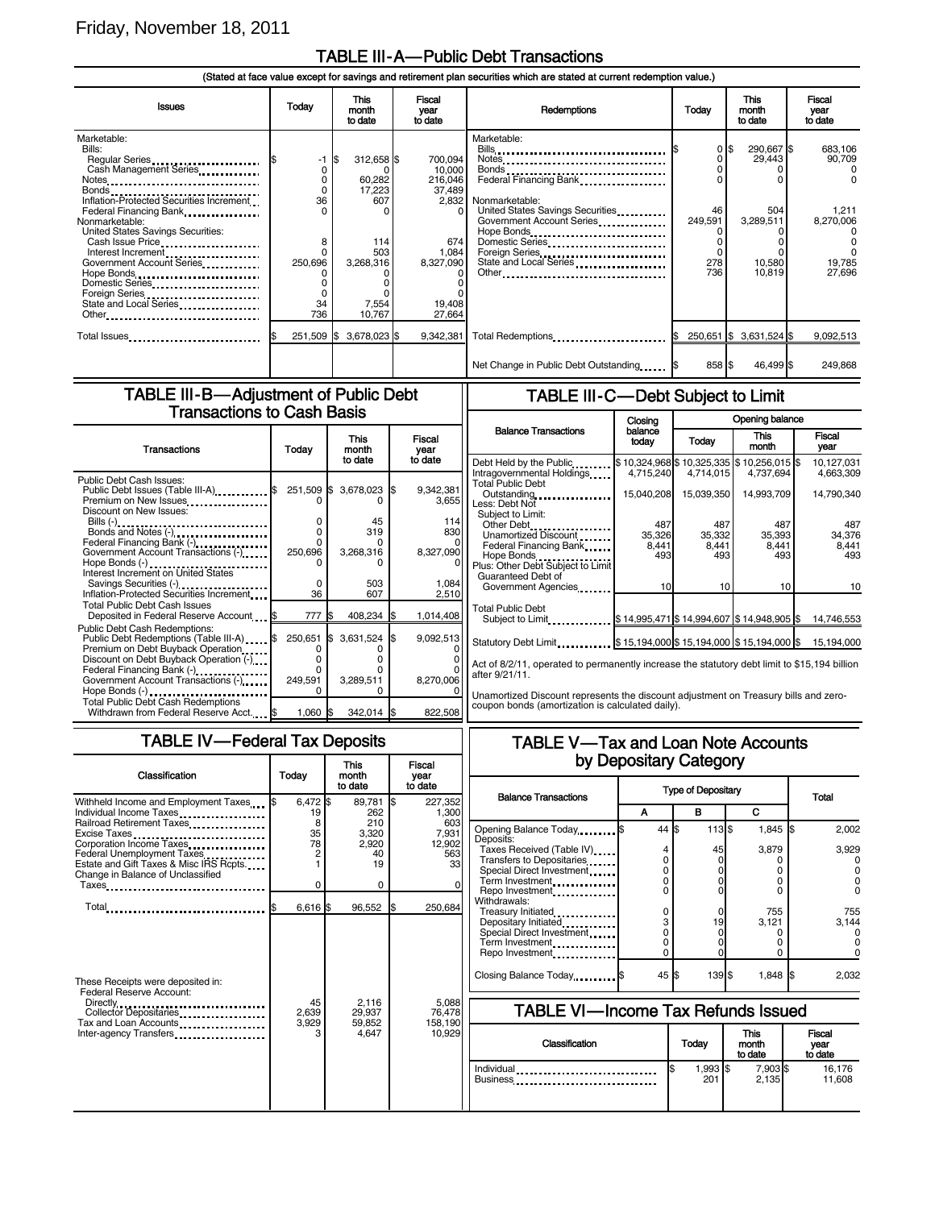Friday, November 18, 2011

## TABLE III-A—Public Debt Transactions

(Stated at face value except for savings and retirement plan securities which are stated at current redemption value.)

| Issues | Today | This month to date | Fiscal year to date |
|---|---|---|---|
| Marketable: | | | |
| Bills: | | | |
| Regular Series | $ -1 | $ 312,658 | $ 700,094 |
| Cash Management Series | 0 | 0 | 10,000 |
| Notes | 0 | 60,282 | 216,046 |
| Bonds | 0 | 17,223 | 37,489 |
| Inflation-Protected Securities Increment | 36 | 607 | 2,832 |
| Federal Financing Bank | 0 | 0 | 0 |
| Nonmarketable: | | | |
| United States Savings Securities: | | | |
| Cash Issue Price | 8 | 114 | 674 |
| Interest Increment | 0 | 503 | 1,084 |
| Government Account Series | 250,696 | 3,268,316 | 8,327,090 |
| Hope Bonds | 0 | 0 | 0 |
| Domestic Series | 0 | 0 | 0 |
| Foreign Series | 0 | 0 | 0 |
| State and Local Series | 34 | 7,554 | 19,408 |
| Other | 736 | 10,767 | 27,664 |
| Total Issues | $ 251,509 | $ 3,678,023 | $ 9,342,381 |

| Redemptions | Today | This month to date | Fiscal year to date |
|---|---|---|---|
| Marketable: | | | |
| Bills | $ 0 | $ 290,667 | $ 683,106 |
| Notes | 0 | 29,443 | 90,709 |
| Bonds | 0 | 0 | 0 |
| Federal Financing Bank | 0 | 0 | 0 |
| Nonmarketable: | | | |
| United States Savings Securities | 46 | 504 | 1,211 |
| Government Account Series | 249,591 | 3,289,511 | 8,270,006 |
| Hope Bonds | 0 | 0 | 0 |
| Domestic Series | 0 | 0 | 0 |
| Foreign Series | 0 | 0 | 0 |
| State and Local Series | 278 | 10,580 | 19,785 |
| Other | 736 | 10,819 | 27,696 |
| Total Redemptions | $ 250,651 | $ 3,631,524 | $ 9,092,513 |
| Net Change in Public Debt Outstanding | $ 858 | $ 46,499 | $ 249,868 |

## TABLE III-B—Adjustment of Public Debt Transactions to Cash Basis

| Transactions | Today | This month to date | Fiscal year to date |
|---|---|---|---|
| Public Debt Cash Issues: | | | |
| Public Debt Issues (Table III-A) | $ 251,509 | $ 3,678,023 | $ 9,342,381 |
| Premium on New Issues | 0 | 0 | 3,655 |
| Discount on New Issues: | | | |
| Bills (-) | 0 | 45 | 114 |
| Bonds and Notes (-) | 0 | 319 | 830 |
| Federal Financing Bank (-) | 0 | 0 | 0 |
| Government Account Transactions (-) | 250,696 | 3,268,316 | 8,327,090 |
| Hope Bonds (-) | 0 | 0 | 0 |
| Interest Increment on United States Savings Securities (-) | 0 | 503 | 1,084 |
| Inflation-Protected Securities Increment | 36 | 607 | 2,510 |
| Total Public Debt Cash Issues Deposited in Federal Reserve Account | $ 777 | $ 408,234 | $ 1,014,408 |
| Public Debt Cash Redemptions: | | | |
| Public Debt Redemptions (Table III-A) | $ 250,651 | $ 3,631,524 | $ 9,092,513 |
| Premium on Debt Buyback Operation | 0 | 0 | 0 |
| Discount on Debt Buyback Operation (-) | 0 | 0 | 0 |
| Federal Financing Bank (-) | 0 | 0 | 0 |
| Government Account Transactions (-) | 249,591 | 3,289,511 | 8,270,006 |
| Hope Bonds (-) | 0 | 0 | 0 |
| Total Public Debt Cash Redemptions Withdrawn from Federal Reserve Acct. | $ 1,060 | $ 342,014 | $ 822,508 |

## TABLE III-C—Debt Subject to Limit

| Balance Transactions | Closing balance today | Opening balance Today | Opening balance This month | Opening balance Fiscal year |
|---|---|---|---|---|
| Debt Held by the Public | $ 10,324,968 | $ 10,325,335 | $ 10,256,015 | $ 10,127,031 |
| Intragovernmental Holdings | 4,715,240 | 4,714,015 | 4,737,694 | 4,663,309 |
| Total Public Debt Outstanding | 15,040,208 | 15,039,350 | 14,993,709 | 14,790,340 |
| Less: Debt Not Subject to Limit: | | | | |
| Other Debt | 487 | 487 | 487 | 487 |
| Unamortized Discount | 35,326 | 35,332 | 35,393 | 34,376 |
| Federal Financing Bank | 8,441 | 8,441 | 8,441 | 8,441 |
| Hope Bonds | 493 | 493 | 493 | 493 |
| Plus: Other Debt Subject to Limit | | | | |
| Guaranteed Debt of Government Agencies | 10 | 10 | 10 | 10 |
| Total Public Debt Subject to Limit | $ 14,995,471 | $ 14,994,607 | $ 14,948,905 | $ 14,746,553 |
| Statutory Debt Limit | $ 15,194,000 | $ 15,194,000 | $ 15,194,000 | $ 15,194,000 |

Act of 8/2/11, operated to permanently increase the statutory debt limit to $15,194 billion after 9/21/11.

Unamortized Discount represents the discount adjustment on Treasury bills and zero-coupon bonds (amortization is calculated daily).

## TABLE IV—Federal Tax Deposits

| Classification | Today | This month to date | Fiscal year to date |
|---|---|---|---|
| Withheld Income and Employment Taxes | $ 6,472 | $ 89,781 | $ 227,352 |
| Individual Income Taxes | 19 | 262 | 1,300 |
| Railroad Retirement Taxes | 8 | 210 | 603 |
| Excise Taxes | 35 | 3,320 | 7,931 |
| Corporation Income Taxes | 78 | 2,920 | 12,902 |
| Federal Unemployment Taxes | 2 | 40 | 563 |
| Estate and Gift Taxes & Misc IRS Rcpts. | 1 | 19 | 33 |
| Change in Balance of Unclassified Taxes | 0 | 0 | 0 |
| Total | $ 6,616 | $ 96,552 | $ 250,684 |
| These Receipts were deposited in: | | | |
| Federal Reserve Account: | | | |
| Directly | 45 | 2,116 | 5,088 |
| Collector Depositaries | 2,639 | 29,937 | 76,478 |
| Tax and Loan Accounts | 3,929 | 59,852 | 158,190 |
| Inter-agency Transfers | 3 | 4,647 | 10,929 |

## TABLE V—Tax and Loan Note Accounts by Depositary Category

| Balance Transactions | A | B | C | Total |
|---|---|---|---|---|
| Opening Balance Today | $ 44 | $ 113 | $ 1,845 | $ 2,002 |
| Deposits: | | | | |
| Taxes Received (Table IV) | 4 | 45 | 3,879 | 3,929 |
| Transfers to Depositaries | 0 | 0 | 0 | 0 |
| Special Direct Investment | 0 | 0 | 0 | 0 |
| Term Investment | 0 | 0 | 0 | 0 |
| Repo Investment | 0 | 0 | 0 | 0 |
| Withdrawals: | | | | |
| Treasury Initiated | 0 | 0 | 755 | 755 |
| Depositary Initiated | 3 | 19 | 3,121 | 3,144 |
| Special Direct Investment | 0 | 0 | 0 | 0 |
| Term Investment | 0 | 0 | 0 | 0 |
| Repo Investment | 0 | 0 | 0 | 0 |
| Closing Balance Today | $ 45 | $ 139 | $ 1,848 | $ 2,032 |

## TABLE VI—Income Tax Refunds Issued

| Classification | Today | This month to date | Fiscal year to date |
|---|---|---|---|
| Individual | $ 1,993 | $ 7,903 | $ 16,176 |
| Business | 201 | 2,135 | 11,608 |